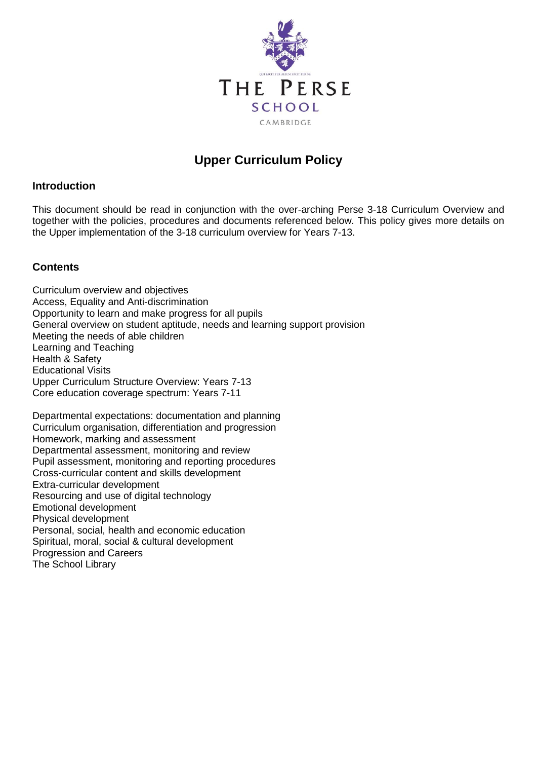THE PERSE SCHOOL

CAMBRIDGE

# Upper Curriculum Policy

## Introduction

This document should be read in conjunction with the over-arching Perse 3-18 Curriculum Overview and together with the policies, procedures and documents referenced below. This policy gives more details on the Upper implementation of the 3-18 curriculum overview for Years 7-13.

## Contents

Curriculum overview and objectives
Access, Equality and Anti-discrimination
Opportunity to learn and make progress for all pupils
General overview on student aptitude, needs and learning support provision
Meeting the needs of able children
Learning and Teaching
Health & Safety
Educational Visits
Upper Curriculum Structure Overview: Years 7-13
Core education coverage spectrum: Years 7-11

Departmental expectations: documentation and planning
Curriculum organisation, differentiation and progression
Homework, marking and assessment
Departmental assessment, monitoring and review
Pupil assessment, monitoring and reporting procedures
Cross-curricular content and skills development
Extra-curricular development
Resourcing and use of digital technology
Emotional development
Physical development
Personal, social, health and economic education
Spiritual, moral, social & cultural development
Progression and Careers
The School Library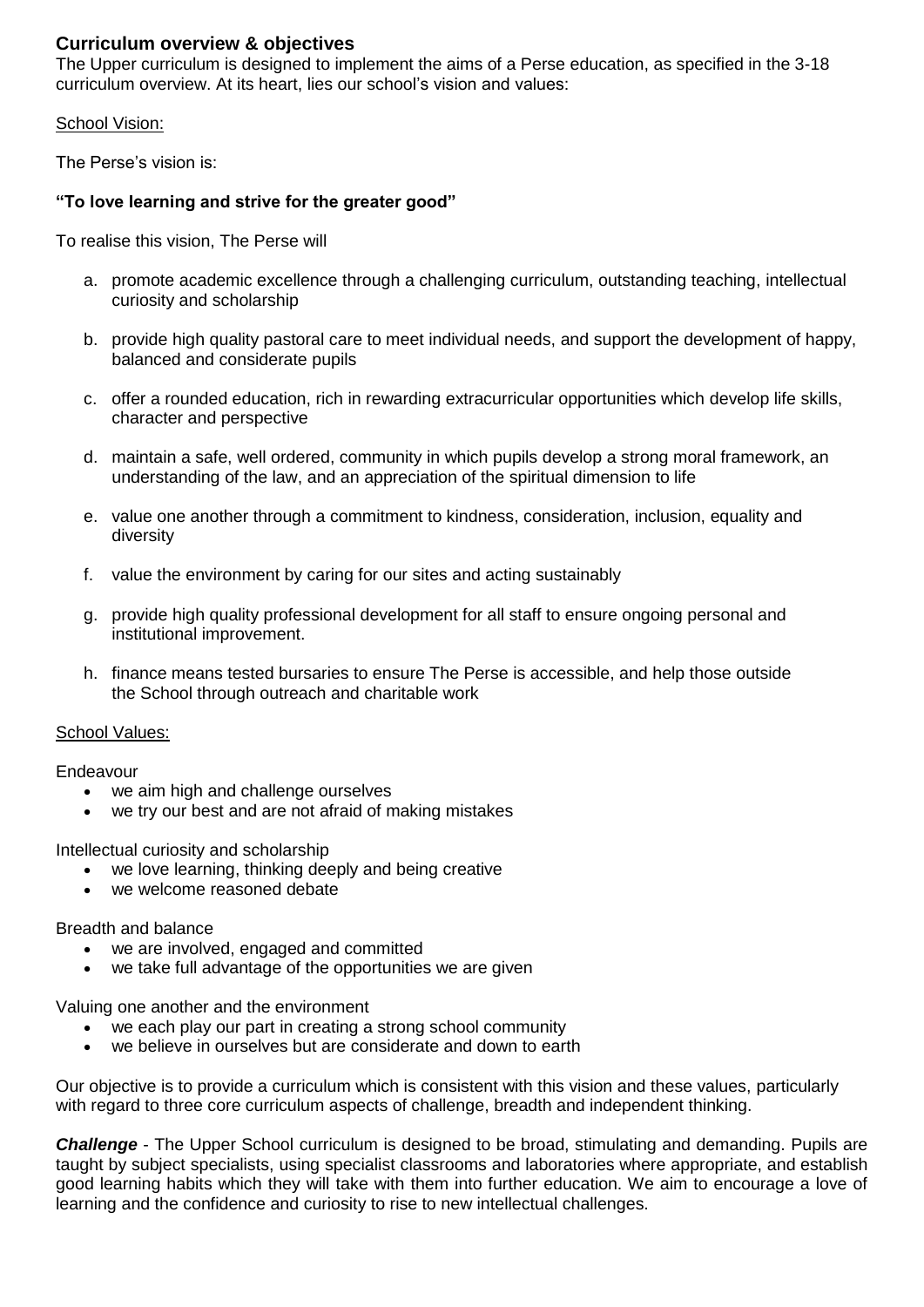## Curriculum overview & objectives

The Upper curriculum is designed to implement the aims of a Perse education, as specified in the 3-18 curriculum overview. At its heart, lies our school's vision and values:

School Vision:

The Perse's vision is:

**"To love learning and strive for the greater good"**

To realise this vision, The Perse will

a. promote academic excellence through a challenging curriculum, outstanding teaching, intellectual curiosity and scholarship

b. provide high quality pastoral care to meet individual needs, and support the development of happy, balanced and considerate pupils

c. offer a rounded education, rich in rewarding extracurricular opportunities which develop life skills, character and perspective

d. maintain a safe, well ordered, community in which pupils develop a strong moral framework, an understanding of the law, and an appreciation of the spiritual dimension to life

e. value one another through a commitment to kindness, consideration, inclusion, equality and diversity

f. value the environment by caring for our sites and acting sustainably

g. provide high quality professional development for all staff to ensure ongoing personal and institutional improvement.

h. finance means tested bursaries to ensure The Perse is accessible, and help those outside the School through outreach and charitable work

School Values:

Endeavour

- we aim high and challenge ourselves
- we try our best and are not afraid of making mistakes

Intellectual curiosity and scholarship

- we love learning, thinking deeply and being creative
- we welcome reasoned debate

Breadth and balance

- we are involved, engaged and committed
- we take full advantage of the opportunities we are given

Valuing one another and the environment

- we each play our part in creating a strong school community
- we believe in ourselves but are considerate and down to earth

Our objective is to provide a curriculum which is consistent with this vision and these values, particularly with regard to three core curriculum aspects of challenge, breadth and independent thinking.

***Challenge*** - The Upper School curriculum is designed to be broad, stimulating and demanding. Pupils are taught by subject specialists, using specialist classrooms and laboratories where appropriate, and establish good learning habits which they will take with them into further education. We aim to encourage a love of learning and the confidence and curiosity to rise to new intellectual challenges.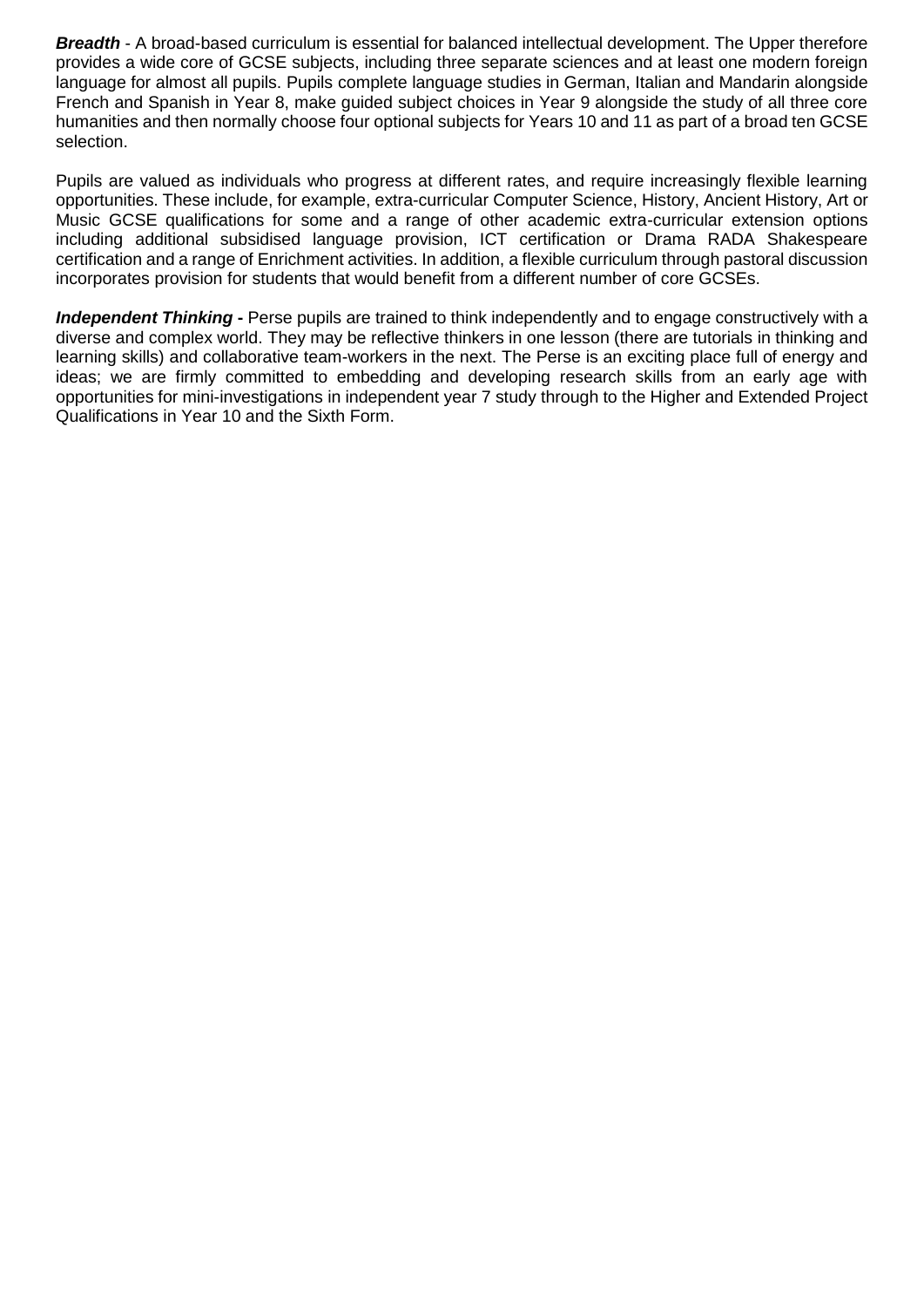***Breadth*** - A broad-based curriculum is essential for balanced intellectual development. The Upper therefore provides a wide core of GCSE subjects, including three separate sciences and at least one modern foreign language for almost all pupils. Pupils complete language studies in German, Italian and Mandarin alongside French and Spanish in Year 8, make guided subject choices in Year 9 alongside the study of all three core humanities and then normally choose four optional subjects for Years 10 and 11 as part of a broad ten GCSE selection.

Pupils are valued as individuals who progress at different rates, and require increasingly flexible learning opportunities. These include, for example, extra-curricular Computer Science, History, Ancient History, Art or Music GCSE qualifications for some and a range of other academic extra-curricular extension options including additional subsidised language provision, ICT certification or Drama RADA Shakespeare certification and a range of Enrichment activities. In addition, a flexible curriculum through pastoral discussion incorporates provision for students that would benefit from a different number of core GCSEs.

***Independent Thinking -*** Perse pupils are trained to think independently and to engage constructively with a diverse and complex world. They may be reflective thinkers in one lesson (there are tutorials in thinking and learning skills) and collaborative team-workers in the next. The Perse is an exciting place full of energy and ideas; we are firmly committed to embedding and developing research skills from an early age with opportunities for mini-investigations in independent year 7 study through to the Higher and Extended Project Qualifications in Year 10 and the Sixth Form.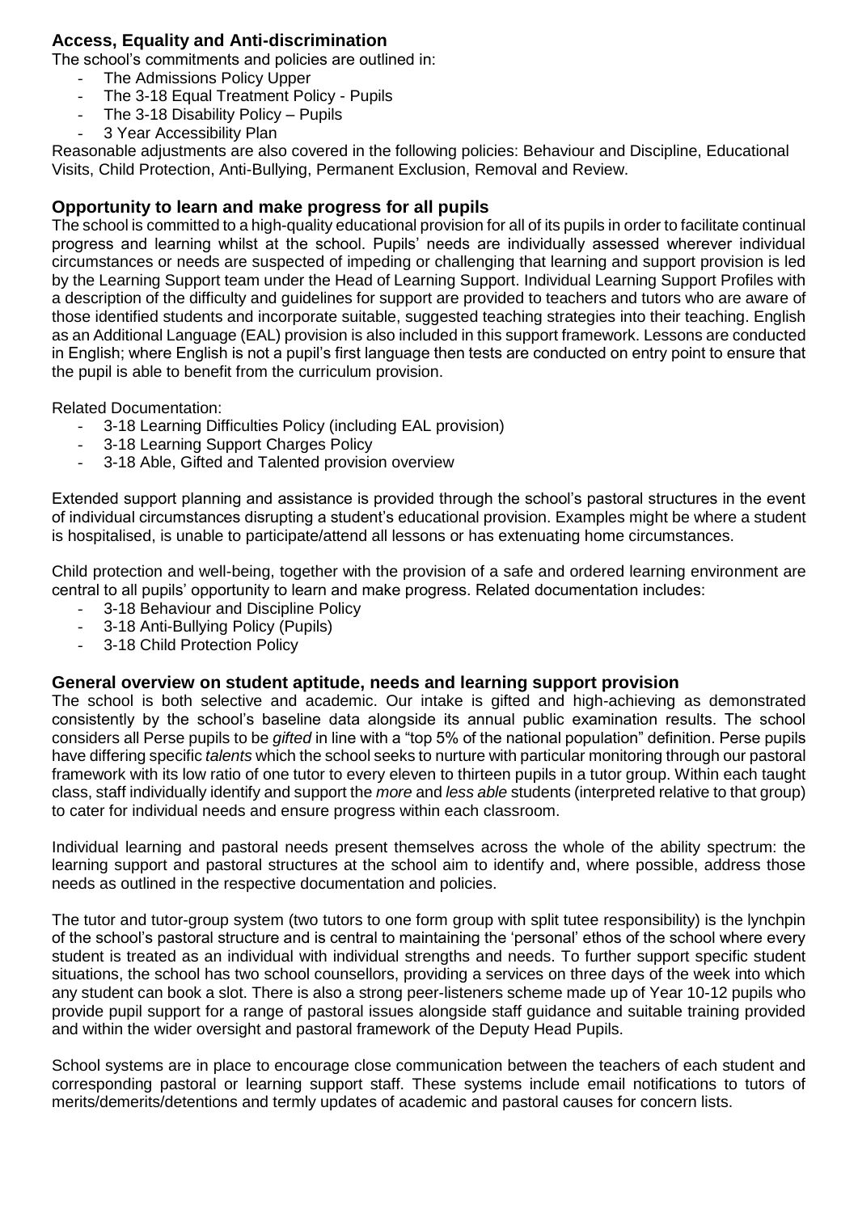## Access, Equality and Anti-discrimination

The school's commitments and policies are outlined in:

- The Admissions Policy Upper
- The 3-18 Equal Treatment Policy - Pupils
- The 3-18 Disability Policy – Pupils
- 3 Year Accessibility Plan

Reasonable adjustments are also covered in the following policies: Behaviour and Discipline, Educational Visits, Child Protection, Anti-Bullying, Permanent Exclusion, Removal and Review.

## Opportunity to learn and make progress for all pupils

The school is committed to a high-quality educational provision for all of its pupils in order to facilitate continual progress and learning whilst at the school. Pupils' needs are individually assessed wherever individual circumstances or needs are suspected of impeding or challenging that learning and support provision is led by the Learning Support team under the Head of Learning Support. Individual Learning Support Profiles with a description of the difficulty and guidelines for support are provided to teachers and tutors who are aware of those identified students and incorporate suitable, suggested teaching strategies into their teaching. English as an Additional Language (EAL) provision is also included in this support framework. Lessons are conducted in English; where English is not a pupil's first language then tests are conducted on entry point to ensure that the pupil is able to benefit from the curriculum provision.

Related Documentation:

- 3-18 Learning Difficulties Policy (including EAL provision)
- 3-18 Learning Support Charges Policy
- 3-18 Able, Gifted and Talented provision overview

Extended support planning and assistance is provided through the school's pastoral structures in the event of individual circumstances disrupting a student's educational provision. Examples might be where a student is hospitalised, is unable to participate/attend all lessons or has extenuating home circumstances.

Child protection and well-being, together with the provision of a safe and ordered learning environment are central to all pupils' opportunity to learn and make progress. Related documentation includes:

- 3-18 Behaviour and Discipline Policy
- 3-18 Anti-Bullying Policy (Pupils)
- 3-18 Child Protection Policy

## General overview on student aptitude, needs and learning support provision

The school is both selective and academic. Our intake is gifted and high-achieving as demonstrated consistently by the school's baseline data alongside its annual public examination results. The school considers all Perse pupils to be *gifted* in line with a "top 5% of the national population" definition. Perse pupils have differing specific *talents* which the school seeks to nurture with particular monitoring through our pastoral framework with its low ratio of one tutor to every eleven to thirteen pupils in a tutor group. Within each taught class, staff individually identify and support the *more* and *less able* students (interpreted relative to that group) to cater for individual needs and ensure progress within each classroom.

Individual learning and pastoral needs present themselves across the whole of the ability spectrum: the learning support and pastoral structures at the school aim to identify and, where possible, address those needs as outlined in the respective documentation and policies.

The tutor and tutor-group system (two tutors to one form group with split tutee responsibility) is the lynchpin of the school's pastoral structure and is central to maintaining the 'personal' ethos of the school where every student is treated as an individual with individual strengths and needs. To further support specific student situations, the school has two school counsellors, providing a services on three days of the week into which any student can book a slot. There is also a strong peer-listeners scheme made up of Year 10-12 pupils who provide pupil support for a range of pastoral issues alongside staff guidance and suitable training provided and within the wider oversight and pastoral framework of the Deputy Head Pupils.

School systems are in place to encourage close communication between the teachers of each student and corresponding pastoral or learning support staff. These systems include email notifications to tutors of merits/demerits/detentions and termly updates of academic and pastoral causes for concern lists.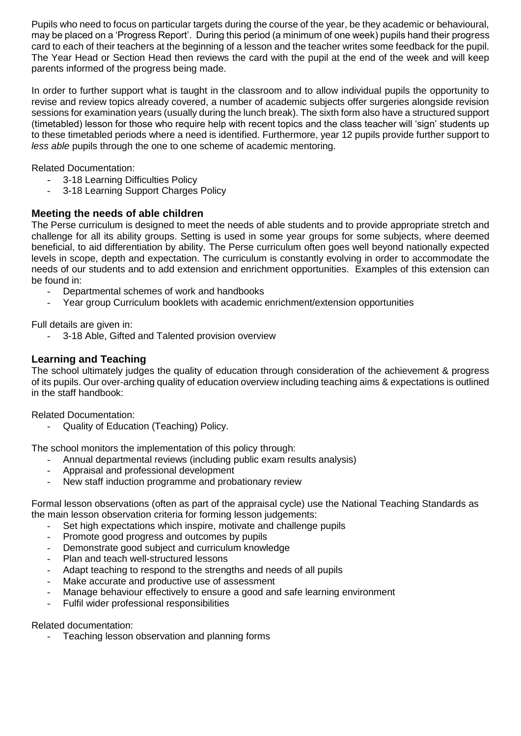Pupils who need to focus on particular targets during the course of the year, be they academic or behavioural, may be placed on a 'Progress Report'. During this period (a minimum of one week) pupils hand their progress card to each of their teachers at the beginning of a lesson and the teacher writes some feedback for the pupil. The Year Head or Section Head then reviews the card with the pupil at the end of the week and will keep parents informed of the progress being made.

In order to further support what is taught in the classroom and to allow individual pupils the opportunity to revise and review topics already covered, a number of academic subjects offer surgeries alongside revision sessions for examination years (usually during the lunch break). The sixth form also have a structured support (timetabled) lesson for those who require help with recent topics and the class teacher will 'sign' students up to these timetabled periods where a need is identified. Furthermore, year 12 pupils provide further support to *less able* pupils through the one to one scheme of academic mentoring.

Related Documentation:

- 3-18 Learning Difficulties Policy
- 3-18 Learning Support Charges Policy

## Meeting the needs of able children

The Perse curriculum is designed to meet the needs of able students and to provide appropriate stretch and challenge for all its ability groups. Setting is used in some year groups for some subjects, where deemed beneficial, to aid differentiation by ability. The Perse curriculum often goes well beyond nationally expected levels in scope, depth and expectation. The curriculum is constantly evolving in order to accommodate the needs of our students and to add extension and enrichment opportunities. Examples of this extension can be found in:

- Departmental schemes of work and handbooks
- Year group Curriculum booklets with academic enrichment/extension opportunities

Full details are given in:

- 3-18 Able, Gifted and Talented provision overview

## Learning and Teaching

The school ultimately judges the quality of education through consideration of the achievement & progress of its pupils. Our over-arching quality of education overview including teaching aims & expectations is outlined in the staff handbook:

Related Documentation:

- Quality of Education (Teaching) Policy.

The school monitors the implementation of this policy through:

- Annual departmental reviews (including public exam results analysis)
- Appraisal and professional development
- New staff induction programme and probationary review

Formal lesson observations (often as part of the appraisal cycle) use the National Teaching Standards as the main lesson observation criteria for forming lesson judgements:

- Set high expectations which inspire, motivate and challenge pupils
- Promote good progress and outcomes by pupils
- Demonstrate good subject and curriculum knowledge
- Plan and teach well-structured lessons
- Adapt teaching to respond to the strengths and needs of all pupils
- Make accurate and productive use of assessment
- Manage behaviour effectively to ensure a good and safe learning environment
- Fulfil wider professional responsibilities

Related documentation:

- Teaching lesson observation and planning forms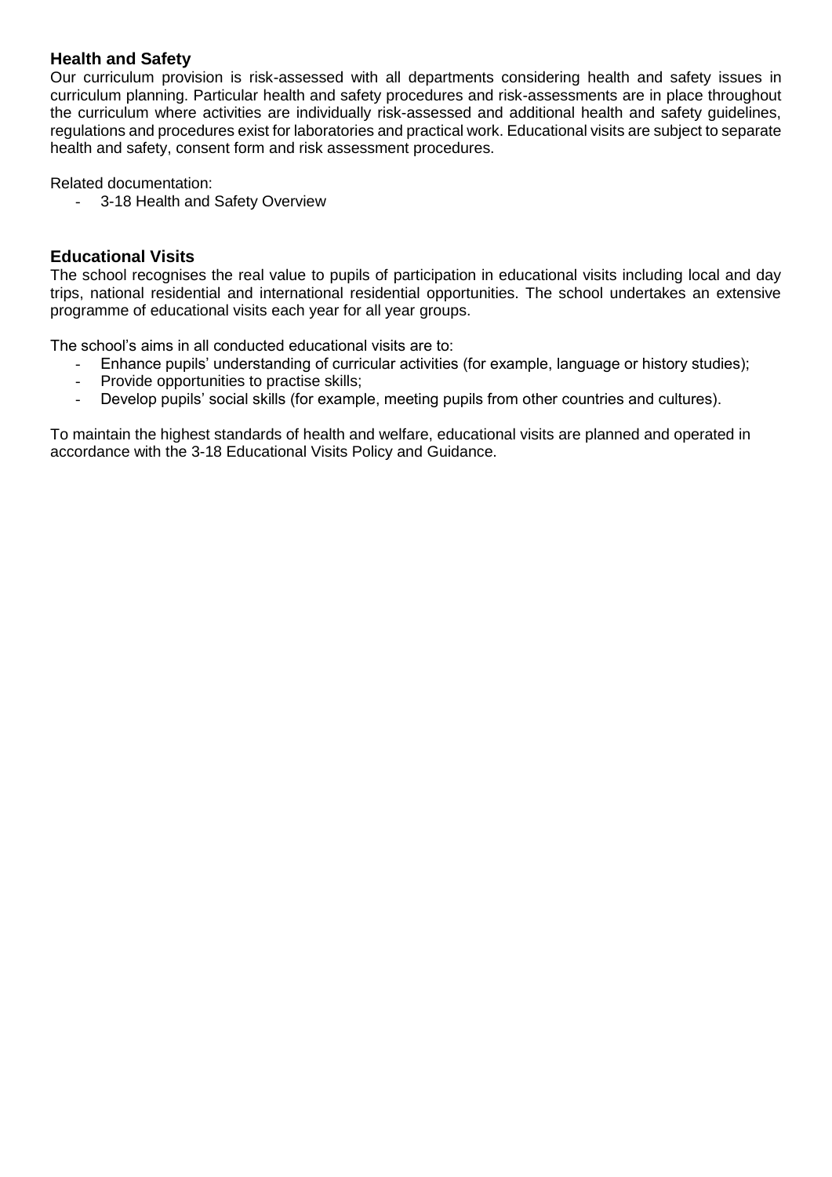## Health and Safety

Our curriculum provision is risk-assessed with all departments considering health and safety issues in curriculum planning. Particular health and safety procedures and risk-assessments are in place throughout the curriculum where activities are individually risk-assessed and additional health and safety guidelines, regulations and procedures exist for laboratories and practical work. Educational visits are subject to separate health and safety, consent form and risk assessment procedures.

Related documentation:

- 3-18 Health and Safety Overview

## Educational Visits

The school recognises the real value to pupils of participation in educational visits including local and day trips, national residential and international residential opportunities. The school undertakes an extensive programme of educational visits each year for all year groups.

The school's aims in all conducted educational visits are to:

- Enhance pupils' understanding of curricular activities (for example, language or history studies);
- Provide opportunities to practise skills;
- Develop pupils' social skills (for example, meeting pupils from other countries and cultures).

To maintain the highest standards of health and welfare, educational visits are planned and operated in accordance with the 3-18 Educational Visits Policy and Guidance.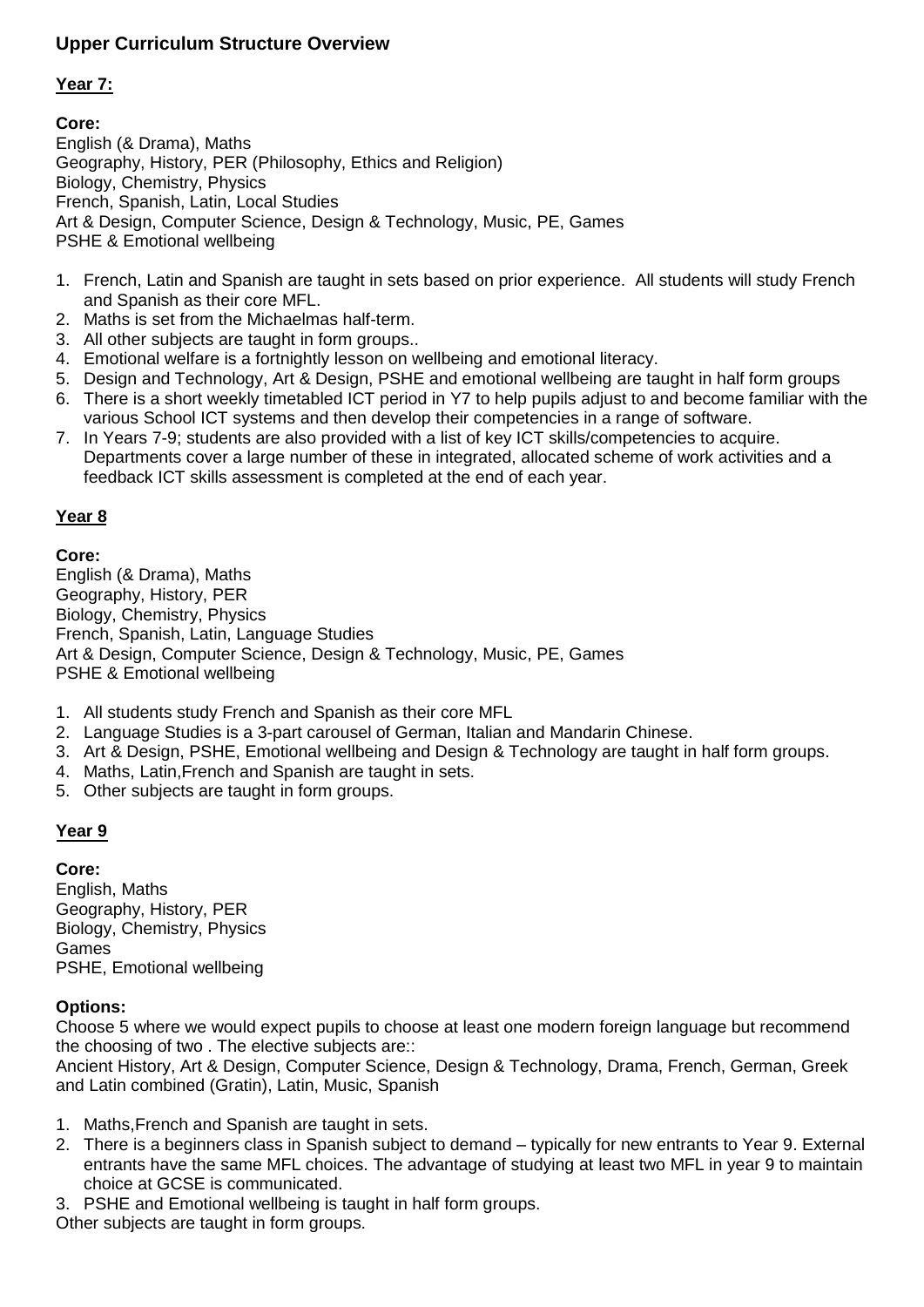## Upper Curriculum Structure Overview

### Year 7:

**Core:**
English (& Drama), Maths
Geography, History, PER (Philosophy, Ethics and Religion)
Biology, Chemistry, Physics
French, Spanish, Latin, Local Studies
Art & Design, Computer Science, Design & Technology, Music, PE, Games
PSHE & Emotional wellbeing

1. French, Latin and Spanish are taught in sets based on prior experience. All students will study French and Spanish as their core MFL.
2. Maths is set from the Michaelmas half-term.
3. All other subjects are taught in form groups..
4. Emotional welfare is a fortnightly lesson on wellbeing and emotional literacy.
5. Design and Technology, Art & Design, PSHE and emotional wellbeing are taught in half form groups
6. There is a short weekly timetabled ICT period in Y7 to help pupils adjust to and become familiar with the various School ICT systems and then develop their competencies in a range of software.
7. In Years 7-9; students are also provided with a list of key ICT skills/competencies to acquire. Departments cover a large number of these in integrated, allocated scheme of work activities and a feedback ICT skills assessment is completed at the end of each year.

### Year 8

**Core:**
English (& Drama), Maths
Geography, History, PER
Biology, Chemistry, Physics
French, Spanish, Latin, Language Studies
Art & Design, Computer Science, Design & Technology, Music, PE, Games
PSHE & Emotional wellbeing

1. All students study French and Spanish as their core MFL
2. Language Studies is a 3-part carousel of German, Italian and Mandarin Chinese.
3. Art & Design, PSHE, Emotional wellbeing and Design & Technology are taught in half form groups.
4. Maths, Latin,French and Spanish are taught in sets.
5. Other subjects are taught in form groups.

### Year 9

**Core:**
English, Maths
Geography, History, PER
Biology, Chemistry, Physics
Games
PSHE, Emotional wellbeing

**Options:**
Choose 5 where we would expect pupils to choose at least one modern foreign language but recommend the choosing of two . The elective subjects are::
Ancient History, Art & Design, Computer Science, Design & Technology, Drama, French, German, Greek and Latin combined (Gratin), Latin, Music, Spanish

1. Maths,French and Spanish are taught in sets.
2. There is a beginners class in Spanish subject to demand – typically for new entrants to Year 9. External entrants have the same MFL choices. The advantage of studying at least two MFL in year 9 to maintain choice at GCSE is communicated.
3. PSHE and Emotional wellbeing is taught in half form groups.

Other subjects are taught in form groups.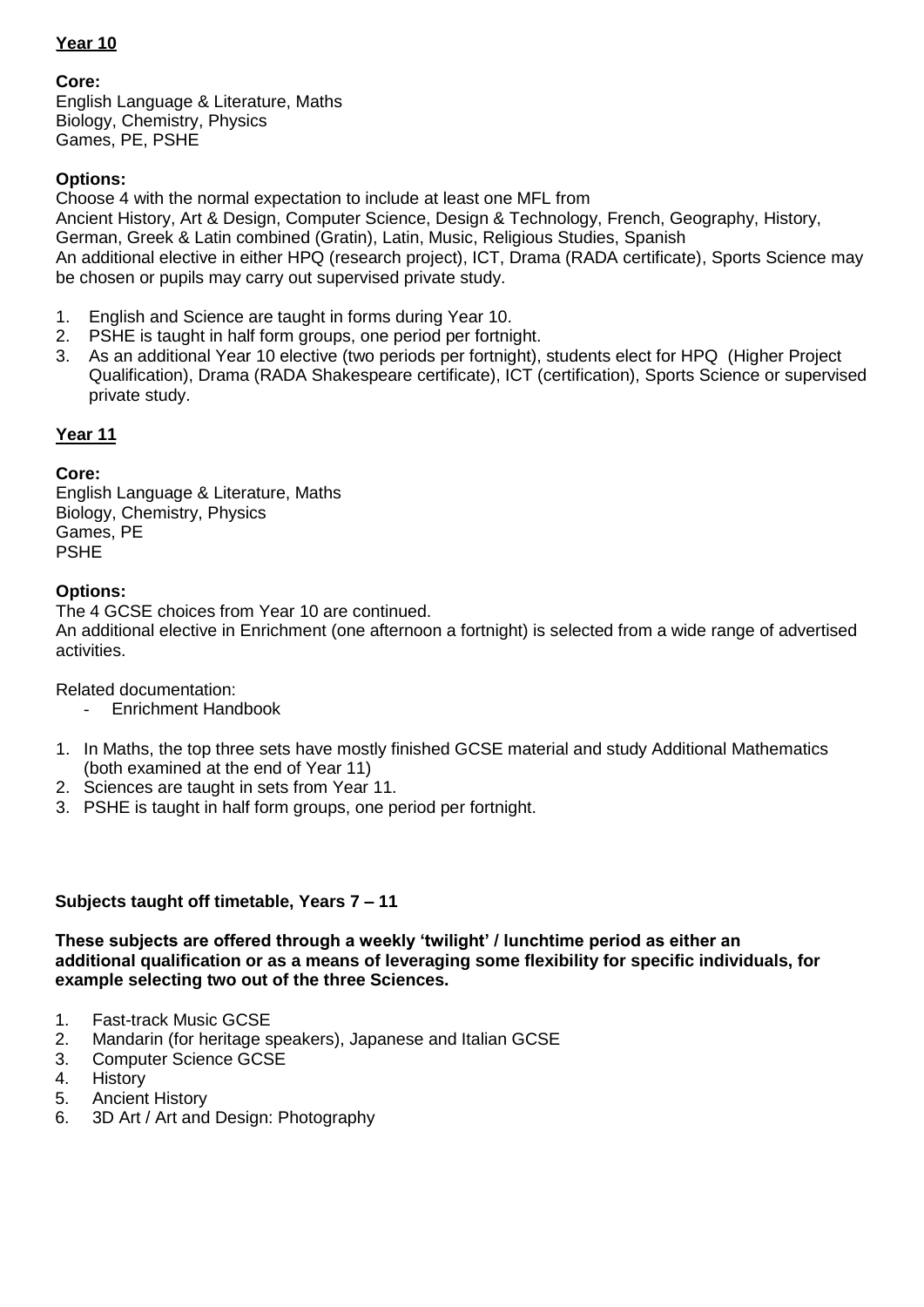## Year 10

**Core:**
English Language & Literature, Maths
Biology, Chemistry, Physics
Games, PE, PSHE

**Options:**
Choose 4 with the normal expectation to include at least one MFL from
Ancient History, Art & Design, Computer Science, Design & Technology, French, Geography, History, German, Greek & Latin combined (Gratin), Latin, Music, Religious Studies, Spanish
An additional elective in either HPQ (research project), ICT, Drama (RADA certificate), Sports Science may be chosen or pupils may carry out supervised private study.

1. English and Science are taught in forms during Year 10.
2. PSHE is taught in half form groups, one period per fortnight.
3. As an additional Year 10 elective (two periods per fortnight), students elect for HPQ (Higher Project Qualification), Drama (RADA Shakespeare certificate), ICT (certification), Sports Science or supervised private study.

## Year 11

**Core:**
English Language & Literature, Maths
Biology, Chemistry, Physics
Games, PE
PSHE

**Options:**
The 4 GCSE choices from Year 10 are continued.
An additional elective in Enrichment (one afternoon a fortnight) is selected from a wide range of advertised activities.

Related documentation:

- Enrichment Handbook

1. In Maths, the top three sets have mostly finished GCSE material and study Additional Mathematics (both examined at the end of Year 11)
2. Sciences are taught in sets from Year 11.
3. PSHE is taught in half form groups, one period per fortnight.

### Subjects taught off timetable, Years 7 – 11

**These subjects are offered through a weekly 'twilight' / lunchtime period as either an additional qualification or as a means of leveraging some flexibility for specific individuals, for example selecting two out of the three Sciences.**

1. Fast-track Music GCSE
2. Mandarin (for heritage speakers), Japanese and Italian GCSE
3. Computer Science GCSE
4. History
5. Ancient History
6. 3D Art / Art and Design: Photography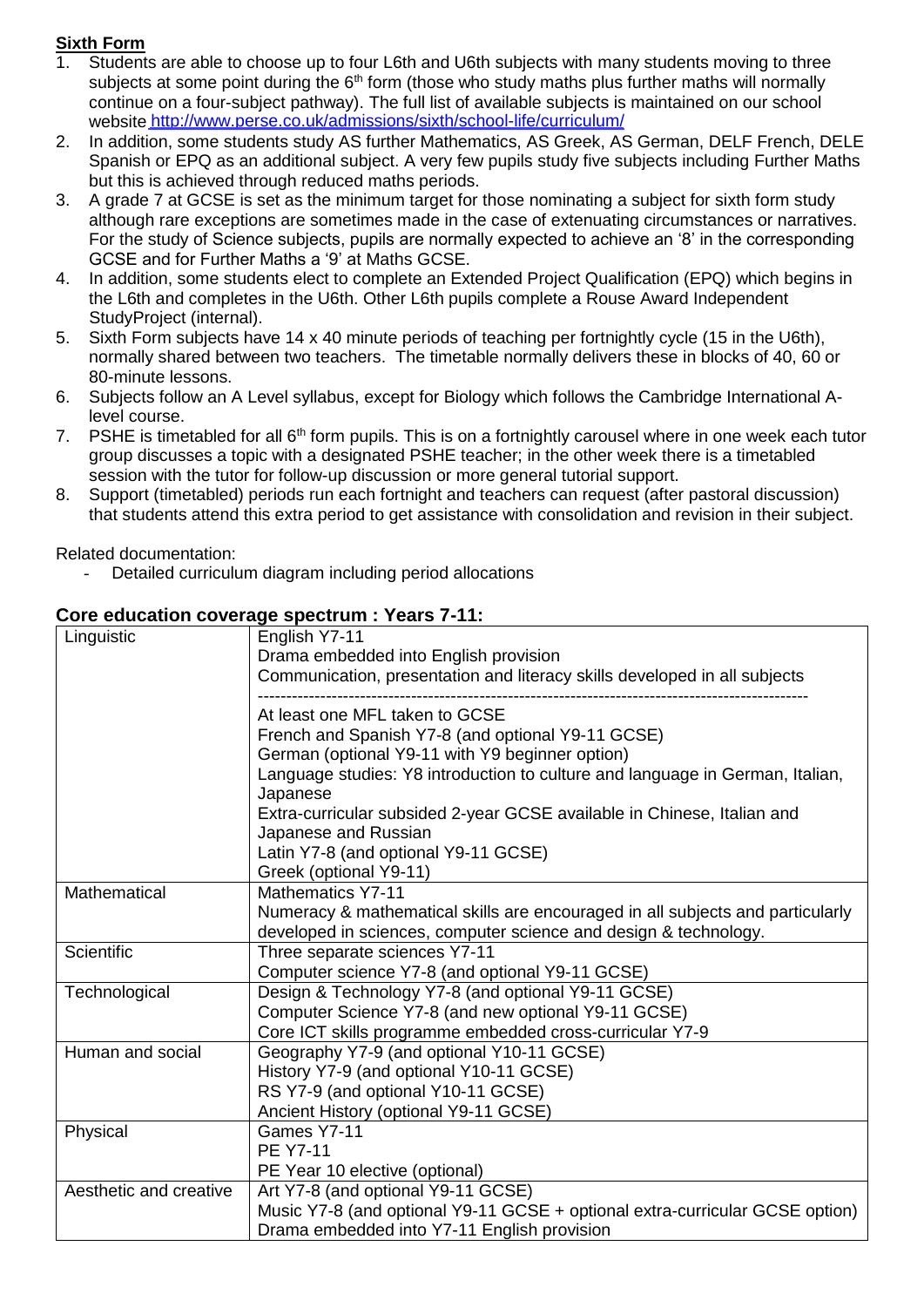**Sixth Form**

1. Students are able to choose up to four L6th and U6th subjects with many students moving to three subjects at some point during the 6th form (those who study maths plus further maths will normally continue on a four-subject pathway). The full list of available subjects is maintained on our school website http://www.perse.co.uk/admissions/sixth/school-life/curriculum/
2. In addition, some students study AS further Mathematics, AS Greek, AS German, DELF French, DELE Spanish or EPQ as an additional subject. A very few pupils study five subjects including Further Maths but this is achieved through reduced maths periods.
3. A grade 7 at GCSE is set as the minimum target for those nominating a subject for sixth form study although rare exceptions are sometimes made in the case of extenuating circumstances or narratives. For the study of Science subjects, pupils are normally expected to achieve an '8' in the corresponding GCSE and for Further Maths a '9' at Maths GCSE.
4. In addition, some students elect to complete an Extended Project Qualification (EPQ) which begins in the L6th and completes in the U6th. Other L6th pupils complete a Rouse Award Independent StudyProject (internal).
5. Sixth Form subjects have 14 x 40 minute periods of teaching per fortnightly cycle (15 in the U6th), normally shared between two teachers. The timetable normally delivers these in blocks of 40, 60 or 80-minute lessons.
6. Subjects follow an A Level syllabus, except for Biology which follows the Cambridge International A-level course.
7. PSHE is timetabled for all 6th form pupils. This is on a fortnightly carousel where in one week each tutor group discusses a topic with a designated PSHE teacher; in the other week there is a timetabled session with the tutor for follow-up discussion or more general tutorial support.
8. Support (timetabled) periods run each fortnight and teachers can request (after pastoral discussion) that students attend this extra period to get assistance with consolidation and revision in their subject.

Related documentation:

- Detailed curriculum diagram including period allocations

### Core education coverage spectrum : Years 7-11:

| | |
|---|---|
| Linguistic | English Y7-11<br>Drama embedded into English provision<br>Communication, presentation and literacy skills developed in all subjects<br>------------------------------------------------------------------------------------------------<br>At least one MFL taken to GCSE<br>French and Spanish Y7-8 (and optional Y9-11 GCSE)<br>German (optional Y9-11 with Y9 beginner option)<br>Language studies: Y8 introduction to culture and language in German, Italian, Japanese<br>Extra-curricular subsided 2-year GCSE available in Chinese, Italian and Japanese and Russian<br>Latin Y7-8 (and optional Y9-11 GCSE)<br>Greek (optional Y9-11) |
| Mathematical | Mathematics Y7-11<br>Numeracy & mathematical skills are encouraged in all subjects and particularly developed in sciences, computer science and design & technology. |
| Scientific | Three separate sciences Y7-11<br>Computer science Y7-8 (and optional Y9-11 GCSE) |
| Technological | Design & Technology Y7-8 (and optional Y9-11 GCSE)<br>Computer Science Y7-8 (and new optional Y9-11 GCSE)<br>Core ICT skills programme embedded cross-curricular Y7-9 |
| Human and social | Geography Y7-9 (and optional Y10-11 GCSE)<br>History Y7-9 (and optional Y10-11 GCSE)<br>RS Y7-9 (and optional Y10-11 GCSE)<br>Ancient History (optional Y9-11 GCSE) |
| Physical | Games Y7-11<br>PE Y7-11<br>PE Year 10 elective (optional) |
| Aesthetic and creative | Art Y7-8 (and optional Y9-11 GCSE)<br>Music Y7-8 (and optional Y9-11 GCSE + optional extra-curricular GCSE option)<br>Drama embedded into Y7-11 English provision |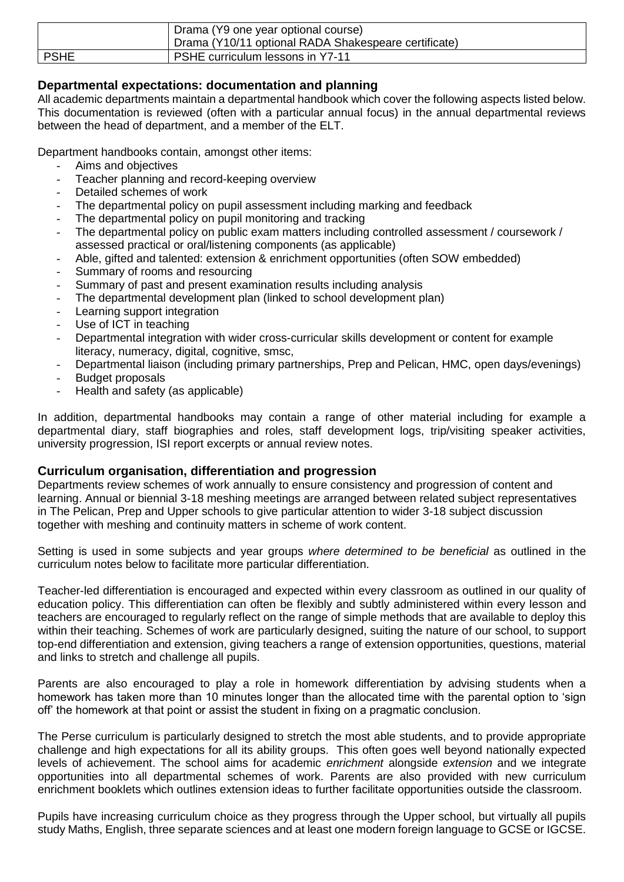| | |
|---|---|
| | Drama (Y9 one year optional course)<br>Drama (Y10/11 optional RADA Shakespeare certificate) |
| PSHE | PSHE curriculum lessons in Y7-11 |

## Departmental expectations: documentation and planning

All academic departments maintain a departmental handbook which cover the following aspects listed below. This documentation is reviewed (often with a particular annual focus) in the annual departmental reviews between the head of department, and a member of the ELT.

Department handbooks contain, amongst other items:

- Aims and objectives
- Teacher planning and record-keeping overview
- Detailed schemes of work
- The departmental policy on pupil assessment including marking and feedback
- The departmental policy on pupil monitoring and tracking
- The departmental policy on public exam matters including controlled assessment / coursework / assessed practical or oral/listening components (as applicable)
- Able, gifted and talented: extension & enrichment opportunities (often SOW embedded)
- Summary of rooms and resourcing
- Summary of past and present examination results including analysis
- The departmental development plan (linked to school development plan)
- Learning support integration
- Use of ICT in teaching
- Departmental integration with wider cross-curricular skills development or content for example literacy, numeracy, digital, cognitive, smsc,
- Departmental liaison (including primary partnerships, Prep and Pelican, HMC, open days/evenings)
- Budget proposals
- Health and safety (as applicable)

In addition, departmental handbooks may contain a range of other material including for example a departmental diary, staff biographies and roles, staff development logs, trip/visiting speaker activities, university progression, ISI report excerpts or annual review notes.

## Curriculum organisation, differentiation and progression

Departments review schemes of work annually to ensure consistency and progression of content and learning. Annual or biennial 3-18 meshing meetings are arranged between related subject representatives in The Pelican, Prep and Upper schools to give particular attention to wider 3-18 subject discussion together with meshing and continuity matters in scheme of work content.

Setting is used in some subjects and year groups *where determined to be beneficial* as outlined in the curriculum notes below to facilitate more particular differentiation.

Teacher-led differentiation is encouraged and expected within every classroom as outlined in our quality of education policy. This differentiation can often be flexibly and subtly administered within every lesson and teachers are encouraged to regularly reflect on the range of simple methods that are available to deploy this within their teaching. Schemes of work are particularly designed, suiting the nature of our school, to support top-end differentiation and extension, giving teachers a range of extension opportunities, questions, material and links to stretch and challenge all pupils.

Parents are also encouraged to play a role in homework differentiation by advising students when a homework has taken more than 10 minutes longer than the allocated time with the parental option to 'sign off' the homework at that point or assist the student in fixing on a pragmatic conclusion.

The Perse curriculum is particularly designed to stretch the most able students, and to provide appropriate challenge and high expectations for all its ability groups. This often goes well beyond nationally expected levels of achievement. The school aims for academic *enrichment* alongside *extension* and we integrate opportunities into all departmental schemes of work. Parents are also provided with new curriculum enrichment booklets which outlines extension ideas to further facilitate opportunities outside the classroom.

Pupils have increasing curriculum choice as they progress through the Upper school, but virtually all pupils study Maths, English, three separate sciences and at least one modern foreign language to GCSE or IGCSE.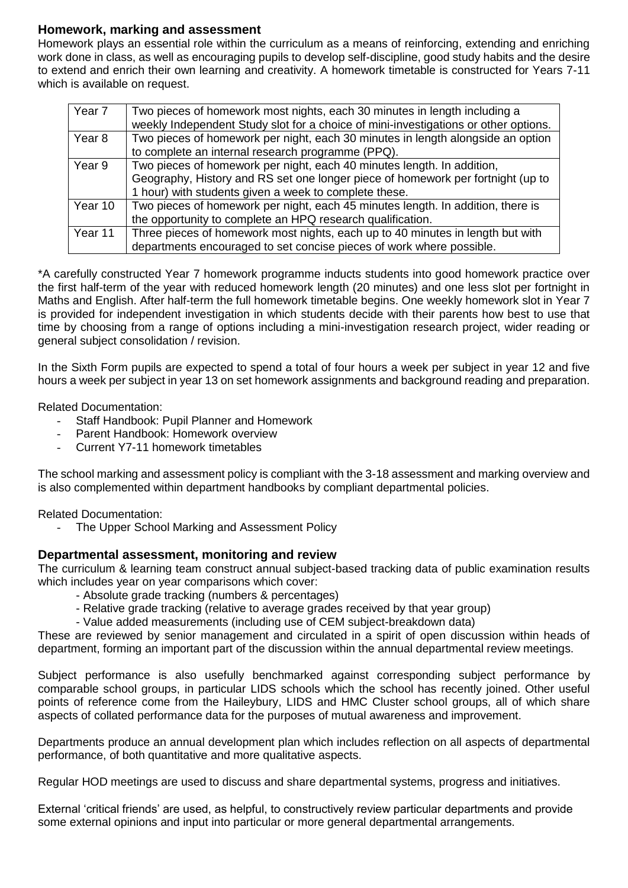## Homework, marking and assessment

Homework plays an essential role within the curriculum as a means of reinforcing, extending and enriching work done in class, as well as encouraging pupils to develop self-discipline, good study habits and the desire to extend and enrich their own learning and creativity. A homework timetable is constructed for Years 7-11 which is available on request.

| Year 7 | Two pieces of homework most nights, each 30 minutes in length including a weekly Independent Study slot for a choice of mini-investigations or other options. |
|---|---|
| Year 8 | Two pieces of homework per night, each 30 minutes in length alongside an option to complete an internal research programme (PPQ). |
| Year 9 | Two pieces of homework per night, each 40 minutes length. In addition, Geography, History and RS set one longer piece of homework per fortnight (up to 1 hour) with students given a week to complete these. |
| Year 10 | Two pieces of homework per night, each 45 minutes length. In addition, there is the opportunity to complete an HPQ research qualification. |
| Year 11 | Three pieces of homework most nights, each up to 40 minutes in length but with departments encouraged to set concise pieces of work where possible. |

*A carefully constructed Year 7 homework programme inducts students into good homework practice over the first half-term of the year with reduced homework length (20 minutes) and one less slot per fortnight in Maths and English. After half-term the full homework timetable begins. One weekly homework slot in Year 7 is provided for independent investigation in which students decide with their parents how best to use that time by choosing from a range of options including a mini-investigation research project, wider reading or general subject consolidation / revision.

In the Sixth Form pupils are expected to spend a total of four hours a week per subject in year 12 and five hours a week per subject in year 13 on set homework assignments and background reading and preparation.

Related Documentation:

- Staff Handbook: Pupil Planner and Homework
- Parent Handbook: Homework overview
- Current Y7-11 homework timetables

The school marking and assessment policy is compliant with the 3-18 assessment and marking overview and is also complemented within department handbooks by compliant departmental policies.

Related Documentation:

- The Upper School Marking and Assessment Policy

## Departmental assessment, monitoring and review

The curriculum & learning team construct annual subject-based tracking data of public examination results which includes year on year comparisons which cover:

- Absolute grade tracking (numbers & percentages)
- Relative grade tracking (relative to average grades received by that year group)
- Value added measurements (including use of CEM subject-breakdown data)

These are reviewed by senior management and circulated in a spirit of open discussion within heads of department, forming an important part of the discussion within the annual departmental review meetings.

Subject performance is also usefully benchmarked against corresponding subject performance by comparable school groups, in particular LIDS schools which the school has recently joined. Other useful points of reference come from the Haileybury, LIDS and HMC Cluster school groups, all of which share aspects of collated performance data for the purposes of mutual awareness and improvement.

Departments produce an annual development plan which includes reflection on all aspects of departmental performance, of both quantitative and more qualitative aspects.

Regular HOD meetings are used to discuss and share departmental systems, progress and initiatives.

External 'critical friends' are used, as helpful, to constructively review particular departments and provide some external opinions and input into particular or more general departmental arrangements.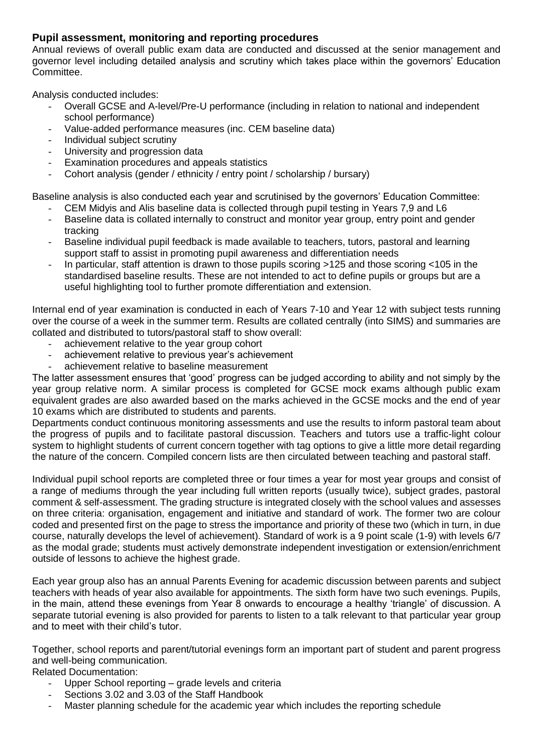## Pupil assessment, monitoring and reporting procedures

Annual reviews of overall public exam data are conducted and discussed at the senior management and governor level including detailed analysis and scrutiny which takes place within the governors' Education Committee.

Analysis conducted includes:

- Overall GCSE and A-level/Pre-U performance (including in relation to national and independent school performance)
- Value-added performance measures (inc. CEM baseline data)
- Individual subject scrutiny
- University and progression data
- Examination procedures and appeals statistics
- Cohort analysis (gender / ethnicity / entry point / scholarship / bursary)

Baseline analysis is also conducted each year and scrutinised by the governors' Education Committee:

- CEM Midyis and Alis baseline data is collected through pupil testing in Years 7,9 and L6
- Baseline data is collated internally to construct and monitor year group, entry point and gender tracking
- Baseline individual pupil feedback is made available to teachers, tutors, pastoral and learning support staff to assist in promoting pupil awareness and differentiation needs
- In particular, staff attention is drawn to those pupils scoring >125 and those scoring <105 in the standardised baseline results. These are not intended to act to define pupils or groups but are a useful highlighting tool to further promote differentiation and extension.

Internal end of year examination is conducted in each of Years 7-10 and Year 12 with subject tests running over the course of a week in the summer term. Results are collated centrally (into SIMS) and summaries are collated and distributed to tutors/pastoral staff to show overall:

- achievement relative to the year group cohort
- achievement relative to previous year's achievement
- achievement relative to baseline measurement

The latter assessment ensures that 'good' progress can be judged according to ability and not simply by the year group relative norm. A similar process is completed for GCSE mock exams although public exam equivalent grades are also awarded based on the marks achieved in the GCSE mocks and the end of year 10 exams which are distributed to students and parents.

Departments conduct continuous monitoring assessments and use the results to inform pastoral team about the progress of pupils and to facilitate pastoral discussion. Teachers and tutors use a traffic-light colour system to highlight students of current concern together with tag options to give a little more detail regarding the nature of the concern. Compiled concern lists are then circulated between teaching and pastoral staff.

Individual pupil school reports are completed three or four times a year for most year groups and consist of a range of mediums through the year including full written reports (usually twice), subject grades, pastoral comment & self-assessment. The grading structure is integrated closely with the school values and assesses on three criteria: organisation, engagement and initiative and standard of work. The former two are colour coded and presented first on the page to stress the importance and priority of these two (which in turn, in due course, naturally develops the level of achievement). Standard of work is a 9 point scale (1-9) with levels 6/7 as the modal grade; students must actively demonstrate independent investigation or extension/enrichment outside of lessons to achieve the highest grade.

Each year group also has an annual Parents Evening for academic discussion between parents and subject teachers with heads of year also available for appointments. The sixth form have two such evenings. Pupils, in the main, attend these evenings from Year 8 onwards to encourage a healthy 'triangle' of discussion. A separate tutorial evening is also provided for parents to listen to a talk relevant to that particular year group and to meet with their child's tutor.

Together, school reports and parent/tutorial evenings form an important part of student and parent progress and well-being communication.

Related Documentation:

- Upper School reporting – grade levels and criteria
- Sections 3.02 and 3.03 of the Staff Handbook
- Master planning schedule for the academic year which includes the reporting schedule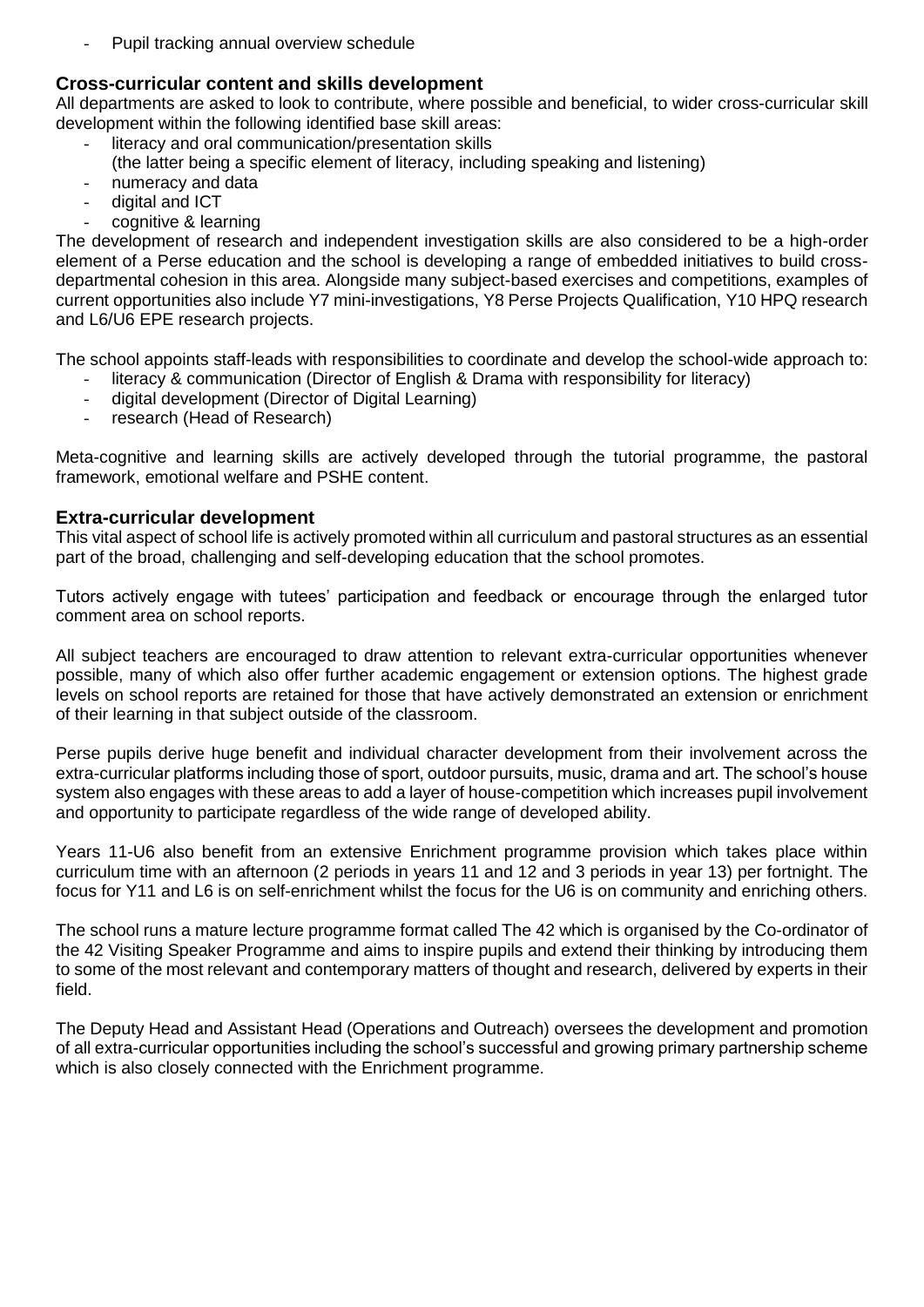- Pupil tracking annual overview schedule

## Cross-curricular content and skills development

All departments are asked to look to contribute, where possible and beneficial, to wider cross-curricular skill development within the following identified base skill areas:

- literacy and oral communication/presentation skills
  (the latter being a specific element of literacy, including speaking and listening)
- numeracy and data
- digital and ICT
- cognitive & learning

The development of research and independent investigation skills are also considered to be a high-order element of a Perse education and the school is developing a range of embedded initiatives to build cross-departmental cohesion in this area. Alongside many subject-based exercises and competitions, examples of current opportunities also include Y7 mini-investigations, Y8 Perse Projects Qualification, Y10 HPQ research and L6/U6 EPE research projects.

The school appoints staff-leads with responsibilities to coordinate and develop the school-wide approach to:

- literacy & communication (Director of English & Drama with responsibility for literacy)
- digital development (Director of Digital Learning)
- research (Head of Research)

Meta-cognitive and learning skills are actively developed through the tutorial programme, the pastoral framework, emotional welfare and PSHE content.

## Extra-curricular development

This vital aspect of school life is actively promoted within all curriculum and pastoral structures as an essential part of the broad, challenging and self-developing education that the school promotes.

Tutors actively engage with tutees' participation and feedback or encourage through the enlarged tutor comment area on school reports.

All subject teachers are encouraged to draw attention to relevant extra-curricular opportunities whenever possible, many of which also offer further academic engagement or extension options. The highest grade levels on school reports are retained for those that have actively demonstrated an extension or enrichment of their learning in that subject outside of the classroom.

Perse pupils derive huge benefit and individual character development from their involvement across the extra-curricular platforms including those of sport, outdoor pursuits, music, drama and art. The school's house system also engages with these areas to add a layer of house-competition which increases pupil involvement and opportunity to participate regardless of the wide range of developed ability.

Years 11-U6 also benefit from an extensive Enrichment programme provision which takes place within curriculum time with an afternoon (2 periods in years 11 and 12 and 3 periods in year 13) per fortnight. The focus for Y11 and L6 is on self-enrichment whilst the focus for the U6 is on community and enriching others.

The school runs a mature lecture programme format called The 42 which is organised by the Co-ordinator of the 42 Visiting Speaker Programme and aims to inspire pupils and extend their thinking by introducing them to some of the most relevant and contemporary matters of thought and research, delivered by experts in their field.

The Deputy Head and Assistant Head (Operations and Outreach) oversees the development and promotion of all extra-curricular opportunities including the school's successful and growing primary partnership scheme which is also closely connected with the Enrichment programme.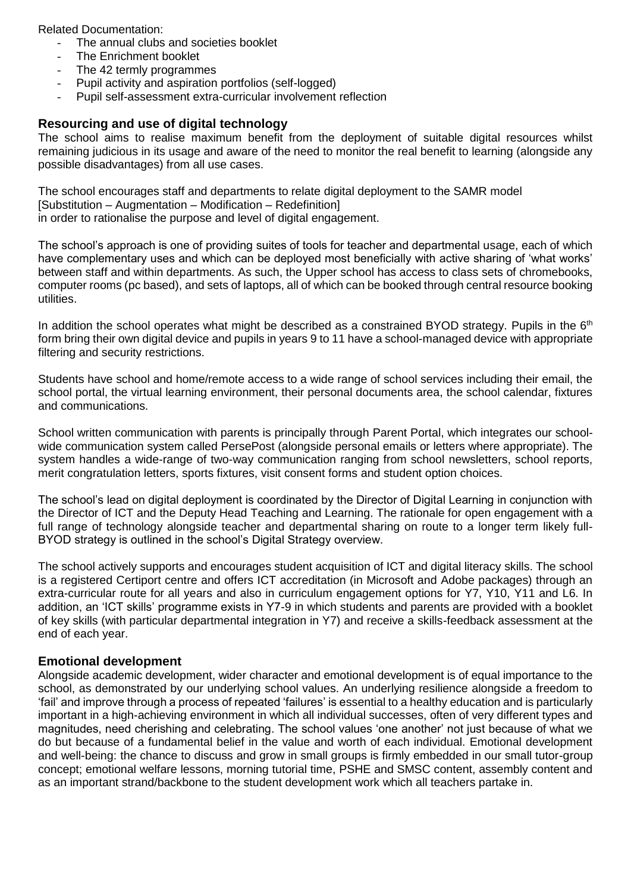Related Documentation:

- The annual clubs and societies booklet
- The Enrichment booklet
- The 42 termly programmes
- Pupil activity and aspiration portfolios (self-logged)
- Pupil self-assessment extra-curricular involvement reflection

## Resourcing and use of digital technology

The school aims to realise maximum benefit from the deployment of suitable digital resources whilst remaining judicious in its usage and aware of the need to monitor the real benefit to learning (alongside any possible disadvantages) from all use cases.

The school encourages staff and departments to relate digital deployment to the SAMR model
[Substitution – Augmentation – Modification – Redefinition]
in order to rationalise the purpose and level of digital engagement.

The school's approach is one of providing suites of tools for teacher and departmental usage, each of which have complementary uses and which can be deployed most beneficially with active sharing of 'what works' between staff and within departments. As such, the Upper school has access to class sets of chromebooks, computer rooms (pc based), and sets of laptops, all of which can be booked through central resource booking utilities.

In addition the school operates what might be described as a constrained BYOD strategy. Pupils in the 6th form bring their own digital device and pupils in years 9 to 11 have a school-managed device with appropriate filtering and security restrictions.

Students have school and home/remote access to a wide range of school services including their email, the school portal, the virtual learning environment, their personal documents area, the school calendar, fixtures and communications.

School written communication with parents is principally through Parent Portal, which integrates our school-wide communication system called PersePost (alongside personal emails or letters where appropriate). The system handles a wide-range of two-way communication ranging from school newsletters, school reports, merit congratulation letters, sports fixtures, visit consent forms and student option choices.

The school's lead on digital deployment is coordinated by the Director of Digital Learning in conjunction with the Director of ICT and the Deputy Head Teaching and Learning. The rationale for open engagement with a full range of technology alongside teacher and departmental sharing on route to a longer term likely full-BYOD strategy is outlined in the school's Digital Strategy overview.

The school actively supports and encourages student acquisition of ICT and digital literacy skills. The school is a registered Certiport centre and offers ICT accreditation (in Microsoft and Adobe packages) through an extra-curricular route for all years and also in curriculum engagement options for Y7, Y10, Y11 and L6. In addition, an 'ICT skills' programme exists in Y7-9 in which students and parents are provided with a booklet of key skills (with particular departmental integration in Y7) and receive a skills-feedback assessment at the end of each year.

## Emotional development

Alongside academic development, wider character and emotional development is of equal importance to the school, as demonstrated by our underlying school values. An underlying resilience alongside a freedom to 'fail' and improve through a process of repeated 'failures' is essential to a healthy education and is particularly important in a high-achieving environment in which all individual successes, often of very different types and magnitudes, need cherishing and celebrating. The school values 'one another' not just because of what we do but because of a fundamental belief in the value and worth of each individual. Emotional development and well-being: the chance to discuss and grow in small groups is firmly embedded in our small tutor-group concept; emotional welfare lessons, morning tutorial time, PSHE and SMSC content, assembly content and as an important strand/backbone to the student development work which all teachers partake in.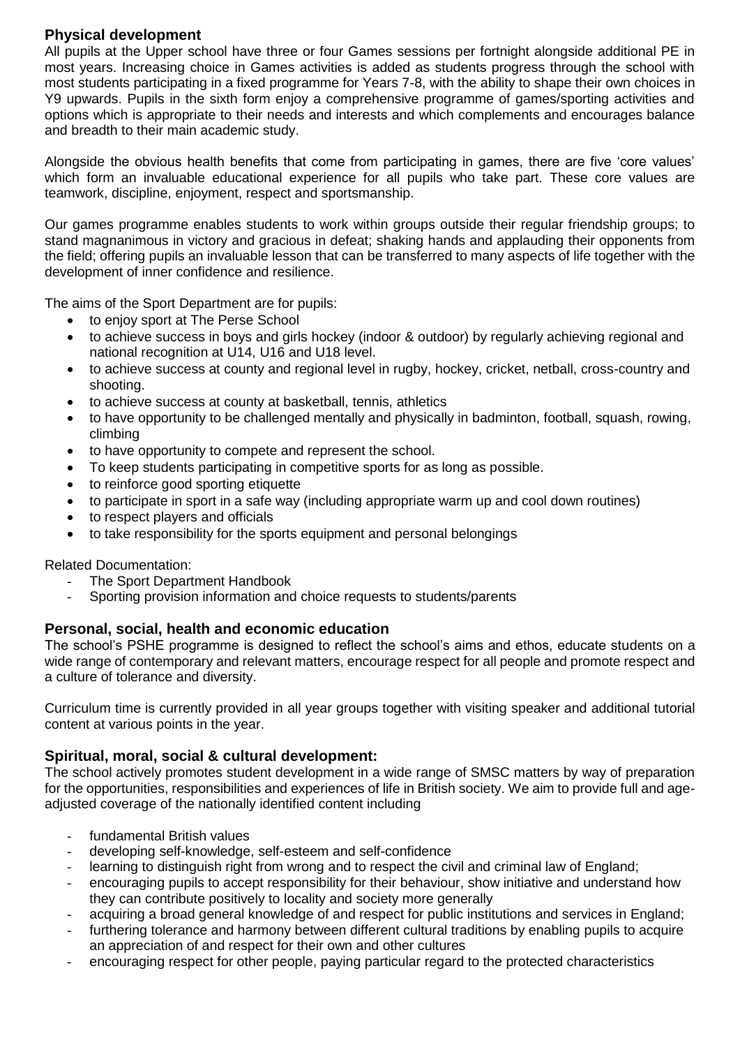## Physical development

All pupils at the Upper school have three or four Games sessions per fortnight alongside additional PE in most years. Increasing choice in Games activities is added as students progress through the school with most students participating in a fixed programme for Years 7-8, with the ability to shape their own choices in Y9 upwards. Pupils in the sixth form enjoy a comprehensive programme of games/sporting activities and options which is appropriate to their needs and interests and which complements and encourages balance and breadth to their main academic study.

Alongside the obvious health benefits that come from participating in games, there are five 'core values' which form an invaluable educational experience for all pupils who take part. These core values are teamwork, discipline, enjoyment, respect and sportsmanship.

Our games programme enables students to work within groups outside their regular friendship groups; to stand magnanimous in victory and gracious in defeat; shaking hands and applauding their opponents from the field; offering pupils an invaluable lesson that can be transferred to many aspects of life together with the development of inner confidence and resilience.

The aims of the Sport Department are for pupils:

- to enjoy sport at The Perse School
- to achieve success in boys and girls hockey (indoor & outdoor) by regularly achieving regional and national recognition at U14, U16 and U18 level.
- to achieve success at county and regional level in rugby, hockey, cricket, netball, cross-country and shooting.
- to achieve success at county at basketball, tennis, athletics
- to have opportunity to be challenged mentally and physically in badminton, football, squash, rowing, climbing
- to have opportunity to compete and represent the school.
- To keep students participating in competitive sports for as long as possible.
- to reinforce good sporting etiquette
- to participate in sport in a safe way (including appropriate warm up and cool down routines)
- to respect players and officials
- to take responsibility for the sports equipment and personal belongings

Related Documentation:

- The Sport Department Handbook
- Sporting provision information and choice requests to students/parents

## Personal, social, health and economic education

The school's PSHE programme is designed to reflect the school's aims and ethos, educate students on a wide range of contemporary and relevant matters, encourage respect for all people and promote respect and a culture of tolerance and diversity.

Curriculum time is currently provided in all year groups together with visiting speaker and additional tutorial content at various points in the year.

## Spiritual, moral, social & cultural development:

The school actively promotes student development in a wide range of SMSC matters by way of preparation for the opportunities, responsibilities and experiences of life in British society. We aim to provide full and age-adjusted coverage of the nationally identified content including

- fundamental British values
- developing self-knowledge, self-esteem and self-confidence
- learning to distinguish right from wrong and to respect the civil and criminal law of England;
- encouraging pupils to accept responsibility for their behaviour, show initiative and understand how they can contribute positively to locality and society more generally
- acquiring a broad general knowledge of and respect for public institutions and services in England;
- furthering tolerance and harmony between different cultural traditions by enabling pupils to acquire an appreciation of and respect for their own and other cultures
- encouraging respect for other people, paying particular regard to the protected characteristics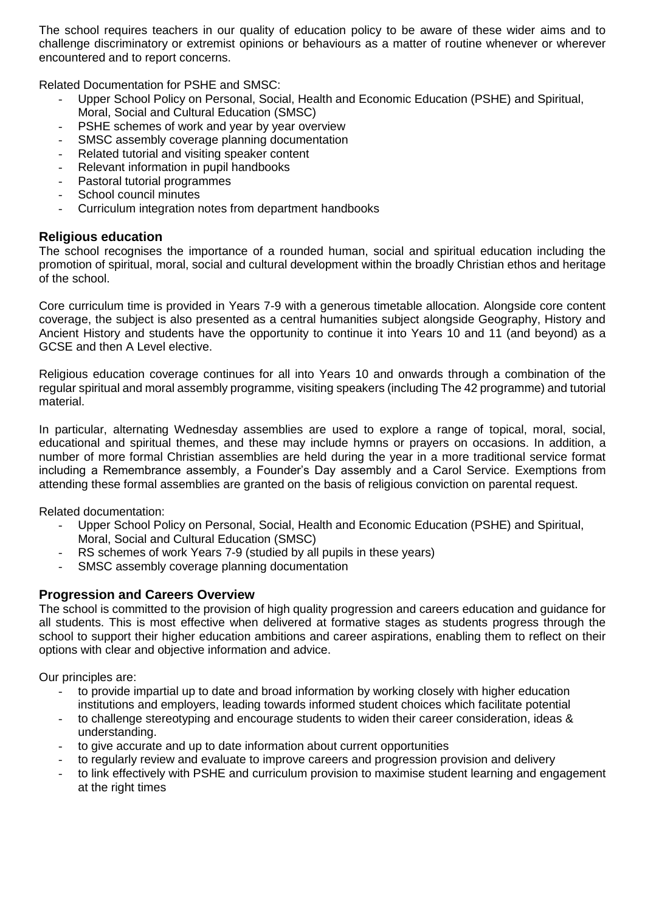The school requires teachers in our quality of education policy to be aware of these wider aims and to challenge discriminatory or extremist opinions or behaviours as a matter of routine whenever or wherever encountered and to report concerns.

Related Documentation for PSHE and SMSC:

- Upper School Policy on Personal, Social, Health and Economic Education (PSHE) and Spiritual, Moral, Social and Cultural Education (SMSC)
- PSHE schemes of work and year by year overview
- SMSC assembly coverage planning documentation
- Related tutorial and visiting speaker content
- Relevant information in pupil handbooks
- Pastoral tutorial programmes
- School council minutes
- Curriculum integration notes from department handbooks

## Religious education

The school recognises the importance of a rounded human, social and spiritual education including the promotion of spiritual, moral, social and cultural development within the broadly Christian ethos and heritage of the school.

Core curriculum time is provided in Years 7-9 with a generous timetable allocation. Alongside core content coverage, the subject is also presented as a central humanities subject alongside Geography, History and Ancient History and students have the opportunity to continue it into Years 10 and 11 (and beyond) as a GCSE and then A Level elective.

Religious education coverage continues for all into Years 10 and onwards through a combination of the regular spiritual and moral assembly programme, visiting speakers (including The 42 programme) and tutorial material.

In particular, alternating Wednesday assemblies are used to explore a range of topical, moral, social, educational and spiritual themes, and these may include hymns or prayers on occasions. In addition, a number of more formal Christian assemblies are held during the year in a more traditional service format including a Remembrance assembly, a Founder's Day assembly and a Carol Service. Exemptions from attending these formal assemblies are granted on the basis of religious conviction on parental request.

Related documentation:

- Upper School Policy on Personal, Social, Health and Economic Education (PSHE) and Spiritual, Moral, Social and Cultural Education (SMSC)
- RS schemes of work Years 7-9 (studied by all pupils in these years)
- SMSC assembly coverage planning documentation

## Progression and Careers Overview

The school is committed to the provision of high quality progression and careers education and guidance for all students. This is most effective when delivered at formative stages as students progress through the school to support their higher education ambitions and career aspirations, enabling them to reflect on their options with clear and objective information and advice.

Our principles are:

- to provide impartial up to date and broad information by working closely with higher education institutions and employers, leading towards informed student choices which facilitate potential
- to challenge stereotyping and encourage students to widen their career consideration, ideas & understanding.
- to give accurate and up to date information about current opportunities
- to regularly review and evaluate to improve careers and progression provision and delivery
- to link effectively with PSHE and curriculum provision to maximise student learning and engagement at the right times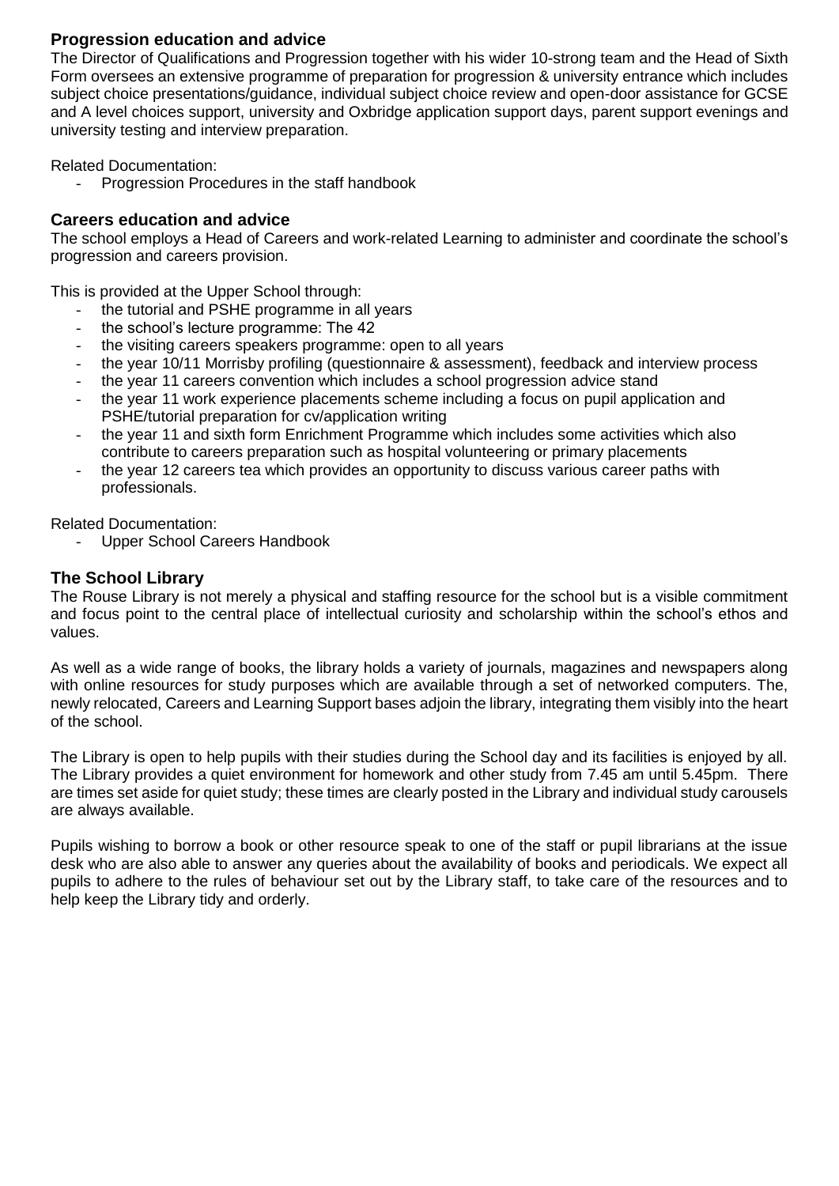## Progression education and advice

The Director of Qualifications and Progression together with his wider 10-strong team and the Head of Sixth Form oversees an extensive programme of preparation for progression & university entrance which includes subject choice presentations/guidance, individual subject choice review and open-door assistance for GCSE and A level choices support, university and Oxbridge application support days, parent support evenings and university testing and interview preparation.

Related Documentation:

- Progression Procedures in the staff handbook

## Careers education and advice

The school employs a Head of Careers and work-related Learning to administer and coordinate the school's progression and careers provision.

This is provided at the Upper School through:

- the tutorial and PSHE programme in all years
- the school's lecture programme: The 42
- the visiting careers speakers programme: open to all years
- the year 10/11 Morrisby profiling (questionnaire & assessment), feedback and interview process
- the year 11 careers convention which includes a school progression advice stand
- the year 11 work experience placements scheme including a focus on pupil application and PSHE/tutorial preparation for cv/application writing
- the year 11 and sixth form Enrichment Programme which includes some activities which also contribute to careers preparation such as hospital volunteering or primary placements
- the year 12 careers tea which provides an opportunity to discuss various career paths with professionals.

Related Documentation:

- Upper School Careers Handbook

## The School Library

The Rouse Library is not merely a physical and staffing resource for the school but is a visible commitment and focus point to the central place of intellectual curiosity and scholarship within the school's ethos and values.

As well as a wide range of books, the library holds a variety of journals, magazines and newspapers along with online resources for study purposes which are available through a set of networked computers. The, newly relocated, Careers and Learning Support bases adjoin the library, integrating them visibly into the heart of the school.

The Library is open to help pupils with their studies during the School day and its facilities is enjoyed by all. The Library provides a quiet environment for homework and other study from 7.45 am until 5.45pm. There are times set aside for quiet study; these times are clearly posted in the Library and individual study carousels are always available.

Pupils wishing to borrow a book or other resource speak to one of the staff or pupil librarians at the issue desk who are also able to answer any queries about the availability of books and periodicals. We expect all pupils to adhere to the rules of behaviour set out by the Library staff, to take care of the resources and to help keep the Library tidy and orderly.